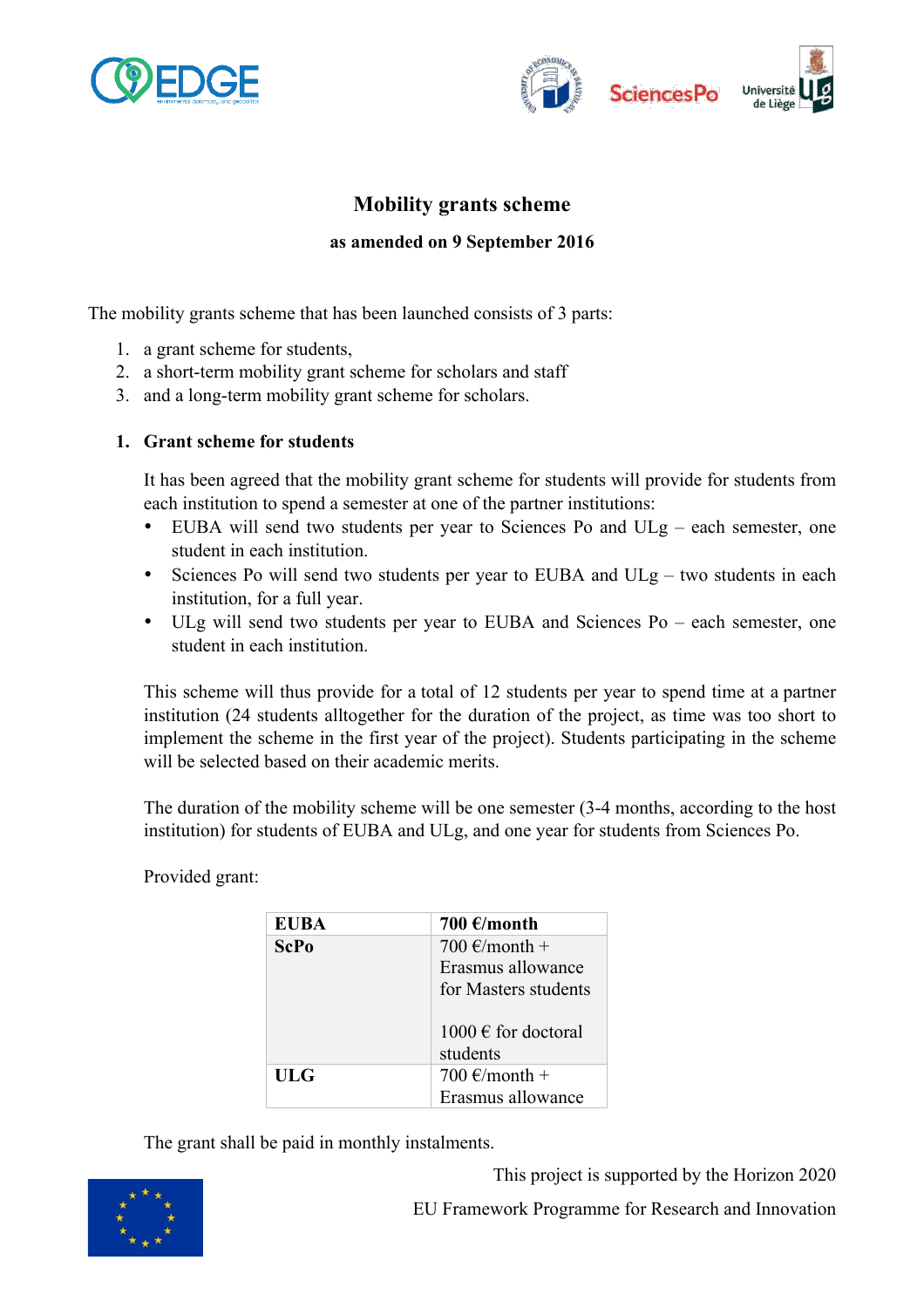# Mobility grants scheme

**as amended on 9 September 2016**

The mobility grants scheme that has been launched consists of 3 parts:

1. a grant scheme for students,
2. a short-term mobility grant scheme for scholars and staff
3. and a long-term mobility grant scheme for scholars.

## 1. Grant scheme for students

It has been agreed that the mobility grant scheme for students will provide for students from each institution to spend a semester at one of the partner institutions:

- EUBA will send two students per year to Sciences Po and ULg – each semester, one student in each institution.
- Sciences Po will send two students per year to EUBA and ULg – two students in each institution, for a full year.
- ULg will send two students per year to EUBA and Sciences Po – each semester, one student in each institution.

This scheme will thus provide for a total of 12 students per year to spend time at a partner institution (24 students alltogether for the duration of the project, as time was too short to implement the scheme in the first year of the project). Students participating in the scheme will be selected based on their academic merits.

The duration of the mobility scheme will be one semester (3-4 months, according to the host institution) for students of EUBA and ULg, and one year for students from Sciences Po.

Provided grant:

| **EUBA** | **700 €/month** |
|---|---|
| **ScPo** | 700 €/month + Erasmus allowance for Masters students<br><br>1000 € for doctoral students |
| **ULG** | 700 €/month + Erasmus allowance |

The grant shall be paid in monthly instalments.

This project is supported by the Horizon 2020 EU Framework Programme for Research and Innovation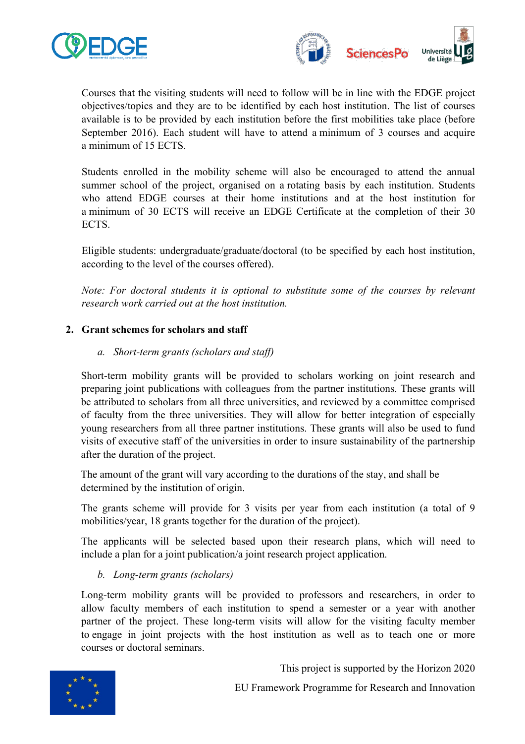Courses that the visiting students will need to follow will be in line with the EDGE project objectives/topics and they are to be identified by each host institution. The list of courses available is to be provided by each institution before the first mobilities take place (before September 2016). Each student will have to attend a minimum of 3 courses and acquire a minimum of 15 ECTS.

Students enrolled in the mobility scheme will also be encouraged to attend the annual summer school of the project, organised on a rotating basis by each institution. Students who attend EDGE courses at their home institutions and at the host institution for a minimum of 30 ECTS will receive an EDGE Certificate at the completion of their 30 ECTS.

Eligible students: undergraduate/graduate/doctoral (to be specified by each host institution, according to the level of the courses offered).

*Note: For doctoral students it is optional to substitute some of the courses by relevant research work carried out at the host institution.*

## 2. Grant schemes for scholars and staff

### a. *Short-term grants (scholars and staff)*

Short-term mobility grants will be provided to scholars working on joint research and preparing joint publications with colleagues from the partner institutions. These grants will be attributed to scholars from all three universities, and reviewed by a committee comprised of faculty from the three universities. They will allow for better integration of especially young researchers from all three partner institutions. These grants will also be used to fund visits of executive staff of the universities in order to insure sustainability of the partnership after the duration of the project.

The amount of the grant will vary according to the durations of the stay, and shall be determined by the institution of origin.

The grants scheme will provide for 3 visits per year from each institution (a total of 9 mobilities/year, 18 grants together for the duration of the project).

The applicants will be selected based upon their research plans, which will need to include a plan for a joint publication/a joint research project application.

### b. *Long-term grants (scholars)*

Long-term mobility grants will be provided to professors and researchers, in order to allow faculty members of each institution to spend a semester or a year with another partner of the project. These long-term visits will allow for the visiting faculty member to engage in joint projects with the host institution as well as to teach one or more courses or doctoral seminars.

This project is supported by the Horizon 2020 EU Framework Programme for Research and Innovation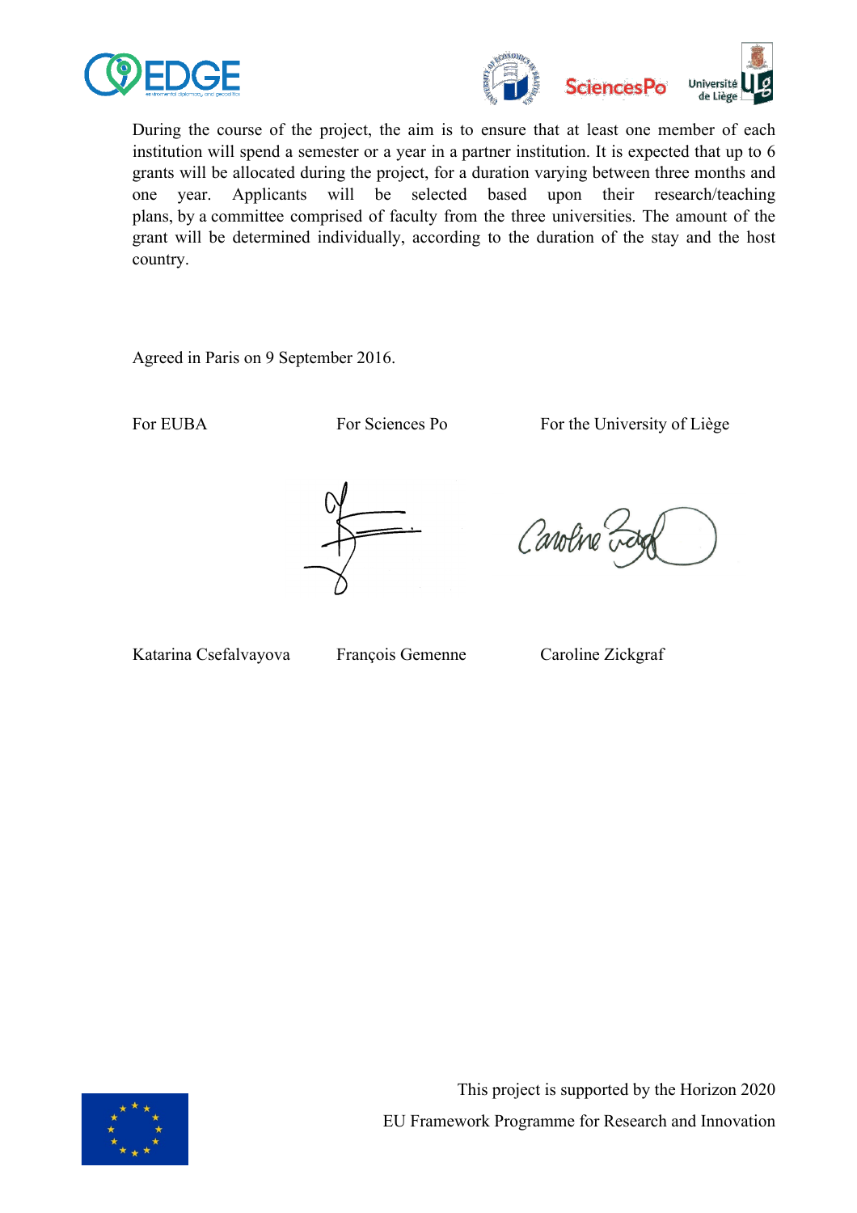During the course of the project, the aim is to ensure that at least one member of each institution will spend a semester or a year in a partner institution. It is expected that up to 6 grants will be allocated during the project, for a duration varying between three months and one year. Applicants will be selected based upon their research/teaching plans, by a committee comprised of faculty from the three universities. The amount of the grant will be determined individually, according to the duration of the stay and the host country.

Agreed in Paris on 9 September 2016.

| For EUBA | For Sciences Po | For the University of Liège |
|---|---|---|
| Katarina Csefalvayova | François Gemenne | Caroline Zickgraf |

This project is supported by the Horizon 2020 EU Framework Programme for Research and Innovation